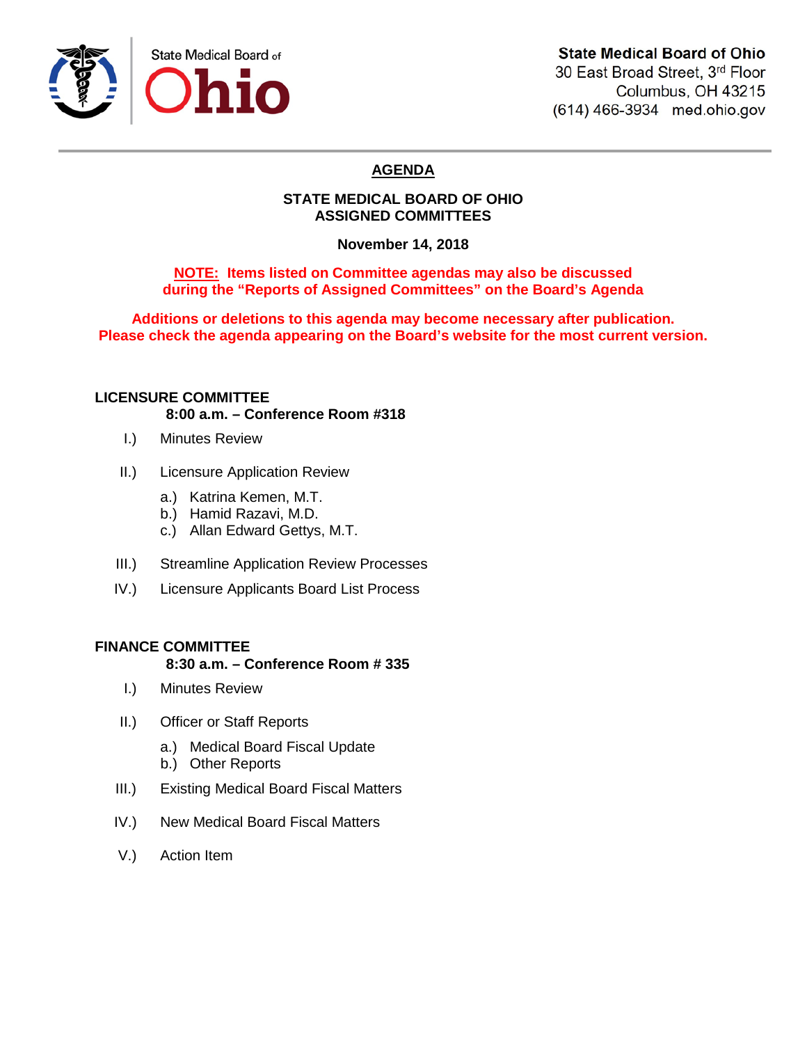State Medical Board of Ohio

**State Medical Board of Ohio**
30 East Broad Street, 3rd Floor
Columbus, OH 43215
(614) 466-3934 med.ohio.gov

# AGENDA

## STATE MEDICAL BOARD OF OHIO ASSIGNED COMMITTEES

**November 14, 2018**

**NOTE: Items listed on Committee agendas may also be discussed during the "Reports of Assigned Committees" on the Board's Agenda**

**Additions or deletions to this agenda may become necessary after publication. Please check the agenda appearing on the Board's website for the most current version.**

### LICENSURE COMMITTEE

**8:00 a.m. – Conference Room #318**

I.) Minutes Review

II.) Licensure Application Review

- a.) Katrina Kemen, M.T.
- b.) Hamid Razavi, M.D.
- c.) Allan Edward Gettys, M.T.

III.) Streamline Application Review Processes

IV.) Licensure Applicants Board List Process

### FINANCE COMMITTEE

**8:30 a.m. – Conference Room # 335**

I.) Minutes Review

II.) Officer or Staff Reports

- a.) Medical Board Fiscal Update
- b.) Other Reports

III.) Existing Medical Board Fiscal Matters

IV.) New Medical Board Fiscal Matters

V.) Action Item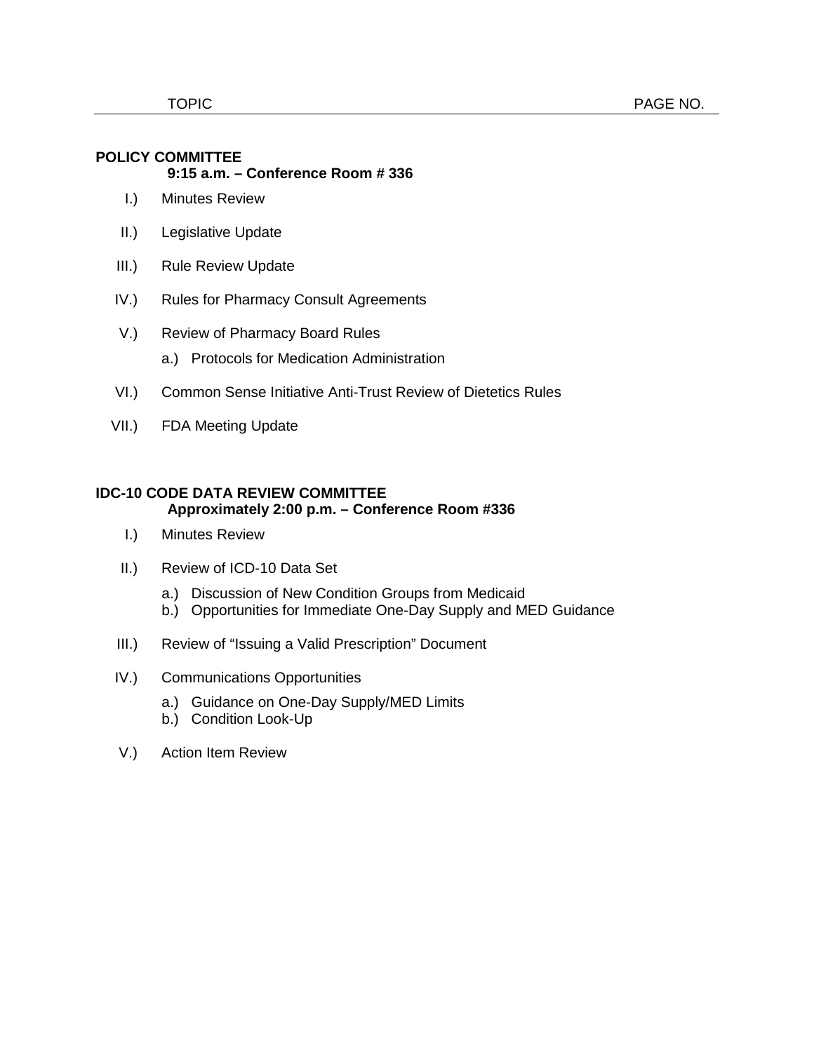| TOPIC | PAGE NO. |
| --- | --- |

**POLICY COMMITTEE**
**9:15 a.m. – Conference Room # 336**

I.) Minutes Review

II.) Legislative Update

III.) Rule Review Update

IV.) Rules for Pharmacy Consult Agreements

V.) Review of Pharmacy Board Rules

- a.) Protocols for Medication Administration

VI.) Common Sense Initiative Anti-Trust Review of Dietetics Rules

VII.) FDA Meeting Update

**IDC-10 CODE DATA REVIEW COMMITTEE**
**Approximately 2:00 p.m. – Conference Room #336**

I.) Minutes Review

II.) Review of ICD-10 Data Set

- a.) Discussion of New Condition Groups from Medicaid
- b.) Opportunities for Immediate One-Day Supply and MED Guidance

III.) Review of “Issuing a Valid Prescription” Document

IV.) Communications Opportunities

- a.) Guidance on One-Day Supply/MED Limits
- b.) Condition Look-Up

V.) Action Item Review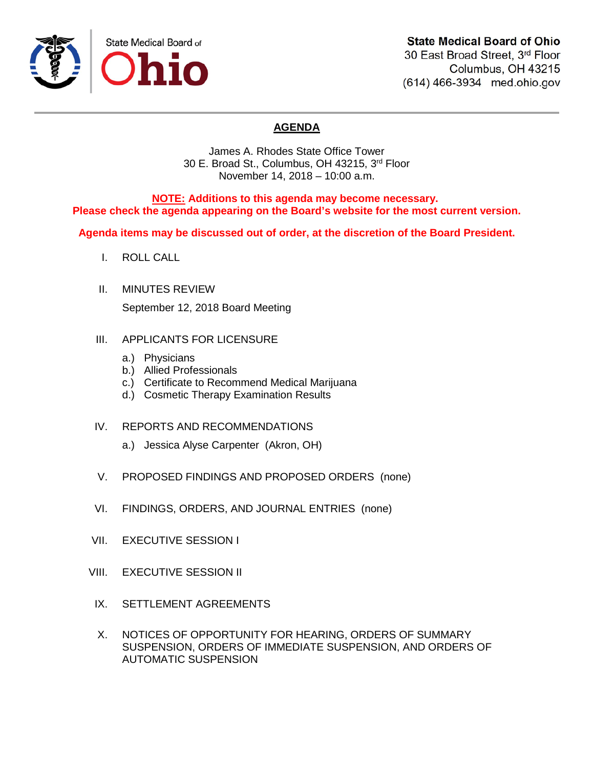State Medical Board of Ohio

**State Medical Board of Ohio**
30 East Broad Street, 3rd Floor
Columbus, OH 43215
(614) 466-3934 med.ohio.gov

## AGENDA

James A. Rhodes State Office Tower
30 E. Broad St., Columbus, OH 43215, 3rd Floor
November 14, 2018 – 10:00 a.m.

**NOTE: Additions to this agenda may become necessary.**
**Please check the agenda appearing on the Board's website for the most current version.**

**Agenda items may be discussed out of order, at the discretion of the Board President.**

I. ROLL CALL

II. MINUTES REVIEW

September 12, 2018 Board Meeting

III. APPLICANTS FOR LICENSURE

a.) Physicians
b.) Allied Professionals
c.) Certificate to Recommend Medical Marijuana
d.) Cosmetic Therapy Examination Results

IV. REPORTS AND RECOMMENDATIONS

a.) Jessica Alyse Carpenter (Akron, OH)

V. PROPOSED FINDINGS AND PROPOSED ORDERS (none)

VI. FINDINGS, ORDERS, AND JOURNAL ENTRIES (none)

VII. EXECUTIVE SESSION I

VIII. EXECUTIVE SESSION II

IX. SETTLEMENT AGREEMENTS

X. NOTICES OF OPPORTUNITY FOR HEARING, ORDERS OF SUMMARY SUSPENSION, ORDERS OF IMMEDIATE SUSPENSION, AND ORDERS OF AUTOMATIC SUSPENSION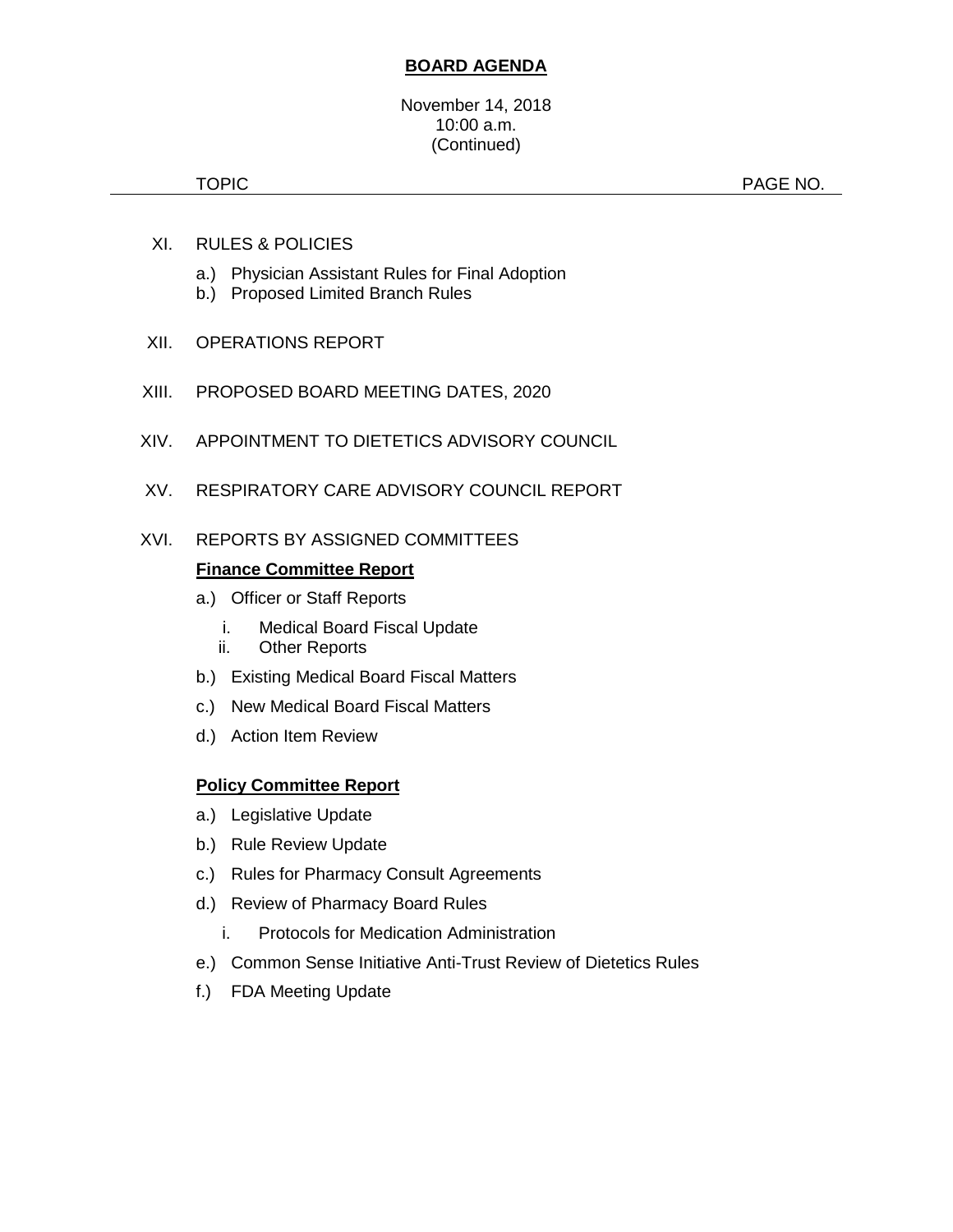**BOARD AGENDA**

November 14, 2018
10:00 a.m.
(Continued)

TOPIC PAGE NO.

XI. RULES & POLICIES

- a.) Physician Assistant Rules for Final Adoption
- b.) Proposed Limited Branch Rules

XII. OPERATIONS REPORT

XIII. PROPOSED BOARD MEETING DATES, 2020

XIV. APPOINTMENT TO DIETETICS ADVISORY COUNCIL

XV. RESPIRATORY CARE ADVISORY COUNCIL REPORT

XVI. REPORTS BY ASSIGNED COMMITTEES

**Finance Committee Report**

- a.) Officer or Staff Reports
  - i. Medical Board Fiscal Update
  - ii. Other Reports
- b.) Existing Medical Board Fiscal Matters
- c.) New Medical Board Fiscal Matters
- d.) Action Item Review

**Policy Committee Report**

- a.) Legislative Update
- b.) Rule Review Update
- c.) Rules for Pharmacy Consult Agreements
- d.) Review of Pharmacy Board Rules
  - i. Protocols for Medication Administration
- e.) Common Sense Initiative Anti-Trust Review of Dietetics Rules
- f.) FDA Meeting Update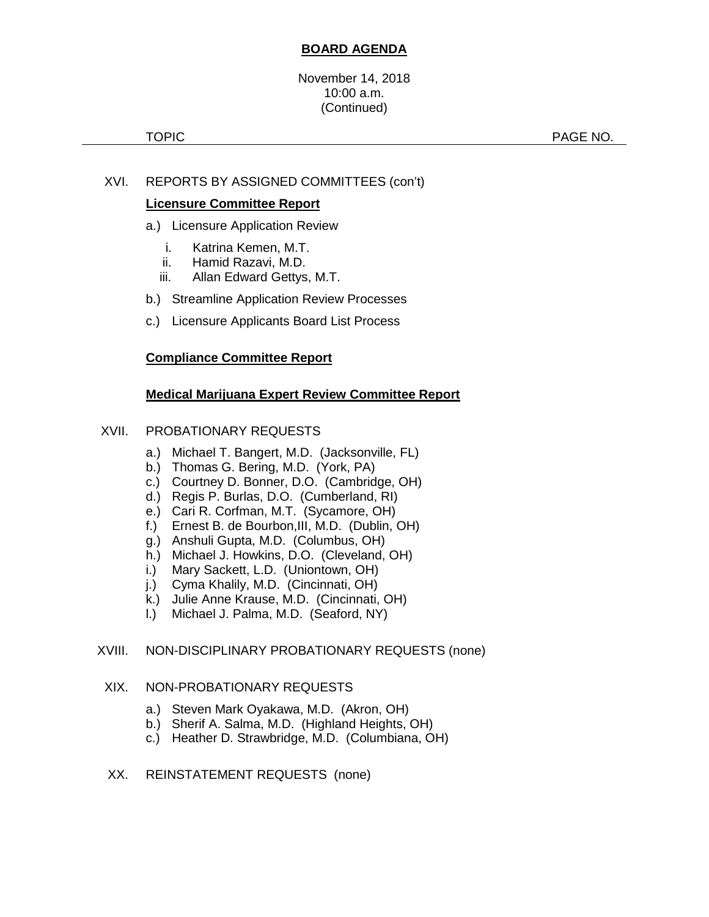**BOARD AGENDA**

November 14, 2018
10:00 a.m.
(Continued)

TOPIC PAGE NO.

XVI. REPORTS BY ASSIGNED COMMITTEES (con't)

**Licensure Committee Report**

a.) Licensure Application Review

i. Katrina Kemen, M.T.
ii. Hamid Razavi, M.D.
iii. Allan Edward Gettys, M.T.

b.) Streamline Application Review Processes

c.) Licensure Applicants Board List Process

**Compliance Committee Report**

**Medical Marijuana Expert Review Committee Report**

XVII. PROBATIONARY REQUESTS

a.) Michael T. Bangert, M.D. (Jacksonville, FL)
b.) Thomas G. Bering, M.D. (York, PA)
c.) Courtney D. Bonner, D.O. (Cambridge, OH)
d.) Regis P. Burlas, D.O. (Cumberland, RI)
e.) Cari R. Corfman, M.T. (Sycamore, OH)
f.) Ernest B. de Bourbon,III, M.D. (Dublin, OH)
g.) Anshuli Gupta, M.D. (Columbus, OH)
h.) Michael J. Howkins, D.O. (Cleveland, OH)
i.) Mary Sackett, L.D. (Uniontown, OH)
j.) Cyma Khalily, M.D. (Cincinnati, OH)
k.) Julie Anne Krause, M.D. (Cincinnati, OH)
l.) Michael J. Palma, M.D. (Seaford, NY)

XVIII. NON-DISCIPLINARY PROBATIONARY REQUESTS (none)

XIX. NON-PROBATIONARY REQUESTS

a.) Steven Mark Oyakawa, M.D. (Akron, OH)
b.) Sherif A. Salma, M.D. (Highland Heights, OH)
c.) Heather D. Strawbridge, M.D. (Columbiana, OH)

XX. REINSTATEMENT REQUESTS (none)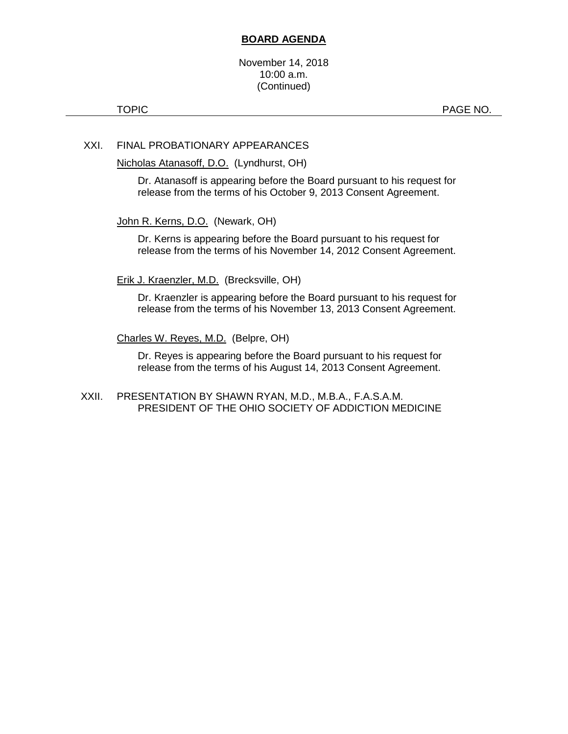**BOARD AGENDA**

November 14, 2018
10:00 a.m.
(Continued)

TOPIC PAGE NO.

XXI. FINAL PROBATIONARY APPEARANCES

Nicholas Atanasoff, D.O. (Lyndhurst, OH)

Dr. Atanasoff is appearing before the Board pursuant to his request for release from the terms of his October 9, 2013 Consent Agreement.

John R. Kerns, D.O. (Newark, OH)

Dr. Kerns is appearing before the Board pursuant to his request for release from the terms of his November 14, 2012 Consent Agreement.

Erik J. Kraenzler, M.D. (Brecksville, OH)

Dr. Kraenzler is appearing before the Board pursuant to his request for release from the terms of his November 13, 2013 Consent Agreement.

Charles W. Reyes, M.D. (Belpre, OH)

Dr. Reyes is appearing before the Board pursuant to his request for release from the terms of his August 14, 2013 Consent Agreement.

XXII. PRESENTATION BY SHAWN RYAN, M.D., M.B.A., F.A.S.A.M.
PRESIDENT OF THE OHIO SOCIETY OF ADDICTION MEDICINE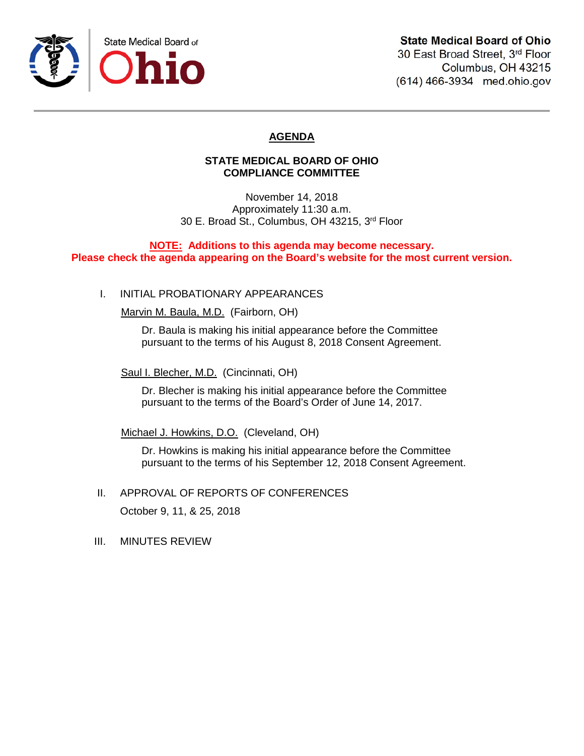State Medical Board of Ohio

**State Medical Board of Ohio**
30 East Broad Street, 3rd Floor
Columbus, OH 43215
(614) 466-3934 med.ohio.gov

# AGENDA

## STATE MEDICAL BOARD OF OHIO
## COMPLIANCE COMMITTEE

November 14, 2018
Approximately 11:30 a.m.
30 E. Broad St., Columbus, OH 43215, 3rd Floor

**NOTE: Additions to this agenda may become necessary.**
**Please check the agenda appearing on the Board's website for the most current version.**

I. INITIAL PROBATIONARY APPEARANCES

Marvin M. Baula, M.D. (Fairborn, OH)

Dr. Baula is making his initial appearance before the Committee pursuant to the terms of his August 8, 2018 Consent Agreement.

Saul I. Blecher, M.D. (Cincinnati, OH)

Dr. Blecher is making his initial appearance before the Committee pursuant to the terms of the Board's Order of June 14, 2017.

Michael J. Howkins, D.O. (Cleveland, OH)

Dr. Howkins is making his initial appearance before the Committee pursuant to the terms of his September 12, 2018 Consent Agreement.

II. APPROVAL OF REPORTS OF CONFERENCES

October 9, 11, & 25, 2018

III. MINUTES REVIEW